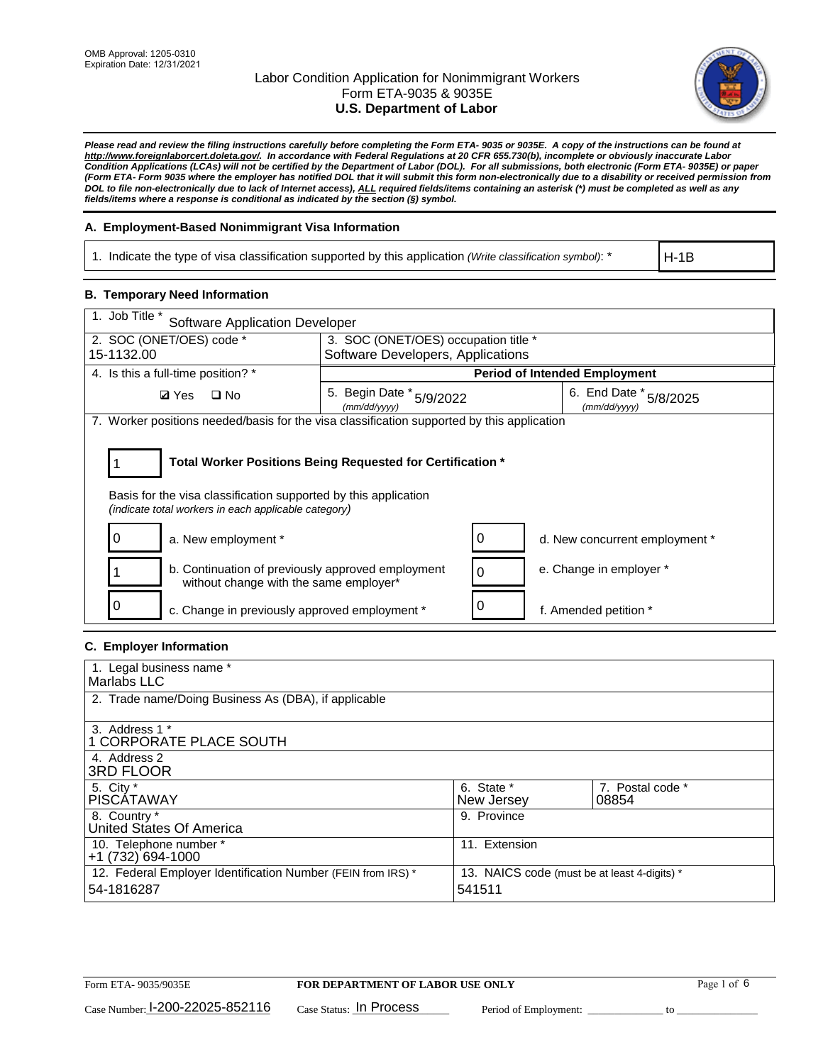OMB Approval: 1205-0310
Expiration Date: 12/31/2021

# Labor Condition Application for Nonimmigrant Workers
## Form ETA-9035 & 9035E
## U.S. Department of Labor

***Please read and review the filing instructions carefully before completing the Form ETA- 9035 or 9035E. A copy of the instructions can be found at http://www.foreignlaborcert.doleta.gov/. In accordance with Federal Regulations at 20 CFR 655.730(b), incomplete or obviously inaccurate Labor Condition Applications (LCAs) will not be certified by the Department of Labor (DOL). For all submissions, both electronic (Form ETA- 9035E) or paper (Form ETA- Form 9035 where the employer has notified DOL that it will submit this form non-electronically due to a disability or received permission from DOL to file non-electronically due to lack of Internet access), ALL required fields/items containing an asterisk (*) must be completed as well as any fields/items where a response is conditional as indicated by the section (§) symbol.***

### A. Employment-Based Nonimmigrant Visa Information

| 1. Indicate the type of visa classification supported by this application *(Write classification symbol)*: * | H-1B |
|---|---|

### B. Temporary Need Information

| 1. Job Title * Software Application Developer | | |
|---|---|---|
| 2. SOC (ONET/OES) code * 15-1132.00 | 3. SOC (ONET/OES) occupation title * Software Developers, Applications | |
| 4. Is this a full-time position? * | **Period of Intended Employment** | |
| ☑ Yes ☐ No | 5. Begin Date * (mm/dd/yyyy) 5/9/2022 | 6. End Date * (mm/dd/yyyy) 5/8/2025 |

7. Worker positions needed/basis for the visa classification supported by this application

1 **Total Worker Positions Being Requested for Certification ***

Basis for the visa classification supported by this application
*(indicate total workers in each applicable category)*

| | | | |
|---|---|---|---|
| 0 | a. New employment * | 0 | d. New concurrent employment * |
| 1 | b. Continuation of previously approved employment without change with the same employer* | 0 | e. Change in employer * |
| 0 | c. Change in previously approved employment * | 0 | f. Amended petition * |

### C. Employer Information

| | | |
|---|---|---|
| 1. Legal business name * Marlabs LLC | | |
| 2. Trade name/Doing Business As (DBA), if applicable | | |
| 3. Address 1 * 1 CORPORATE PLACE SOUTH | | |
| 4. Address 2 3RD FLOOR | | |
| 5. City * PISCATAWAY | 6. State * New Jersey | 7. Postal code * 08854 |
| 8. Country * United States Of America | 9. Province | |
| 10. Telephone number * +1 (732) 694-1000 | 11. Extension | |
| 12. Federal Employer Identification Number (FEIN from IRS) * 54-1816287 | 13. NAICS code (must be at least 4-digits) * 541511 | |

Form ETA- 9035/9035E **FOR DEPARTMENT OF LABOR USE ONLY**

Case Number: I-200-22025-852116 Case Status: In Process Period of Employment: _____________ to _____________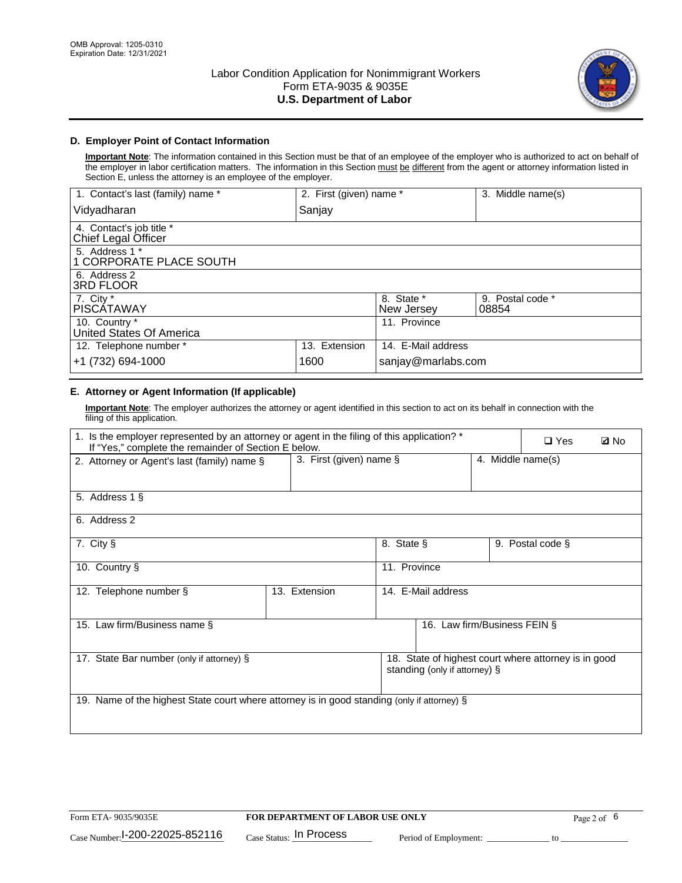OMB Approval: 1205-0310
Expiration Date: 12/31/2021

Labor Condition Application for Nonimmigrant Workers
Form ETA-9035 & 9035E
**U.S. Department of Labor**

### D. Employer Point of Contact Information

**Important Note**: The information contained in this Section must be that of an employee of the employer who is authorized to act on behalf of the employer in labor certification matters. The information in this Section must be different from the agent or attorney information listed in Section E, unless the attorney is an employee of the employer.

| 1. Contact's last (family) name * | 2. First (given) name * | 3. Middle name(s) |
|---|---|---|
| Vidyadharan | Sanjay | |
| 4. Contact's job title * Chief Legal Officer | | |
| 5. Address 1 * 1 CORPORATE PLACE SOUTH | | |
| 6. Address 2 3RD FLOOR | | |
| 7. City * PISCATAWAY | 8. State * New Jersey | 9. Postal code * 08854 |
| 10. Country * United States Of America | 11. Province | |
| 12. Telephone number * +1 (732) 694-1000 | 13. Extension 1600 | 14. E-Mail address sanjay@marlabs.com |

### E. Attorney or Agent Information (If applicable)

**Important Note**: The employer authorizes the attorney or agent identified in this section to act on its behalf in connection with the filing of this application.

| 1. Is the employer represented by an attorney or agent in the filing of this application? * If "Yes," complete the remainder of Section E below. | ❑ Yes | ☑ No |
|---|---|---|
| 2. Attorney or Agent's last (family) name § | 3. First (given) name § | 4. Middle name(s) |
| 5. Address 1 § | | |
| 6. Address 2 | | |
| 7. City § | 8. State § | 9. Postal code § |
| 10. Country § | 11. Province | |
| 12. Telephone number § | 13. Extension | 14. E-Mail address |
| 15. Law firm/Business name § | 16. Law firm/Business FEIN § | |
| 17. State Bar number (only if attorney) § | 18. State of highest court where attorney is in good standing (only if attorney) § | |
| 19. Name of the highest State court where attorney is in good standing (only if attorney) § | | |

Form ETA- 9035/9035E | **FOR DEPARTMENT OF LABOR USE ONLY**

Case Number: I-200-22025-852116 Case Status: In Process Period of Employment: _____________ to _____________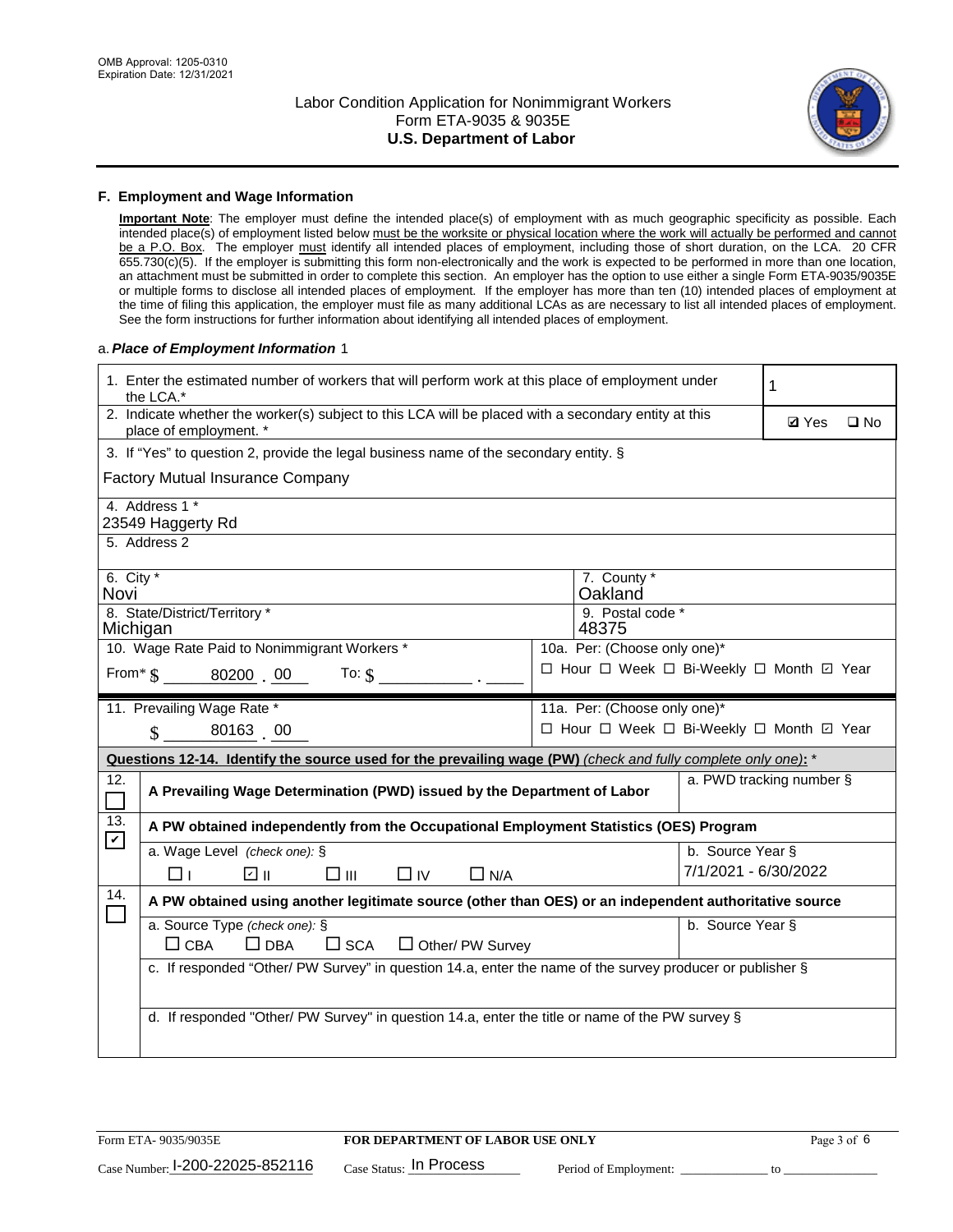## F. Employment and Wage Information

**Important Note**: The employer must define the intended place(s) of employment with as much geographic specificity as possible. Each intended place(s) of employment listed below must be the worksite or physical location where the work will actually be performed and cannot be a P.O. Box. The employer must identify all intended places of employment, including those of short duration, on the LCA. 20 CFR 655.730(c)(5). If the employer is submitting this form non-electronically and the work is expected to be performed in more than one location, an attachment must be submitted in order to complete this section. An employer has the option to use either a single Form ETA-9035/9035E or multiple forms to disclose all intended places of employment. If the employer has more than ten (10) intended places of employment at the time of filing this application, the employer must file as many additional LCAs as are necessary to list all intended places of employment. See the form instructions for further information about identifying all intended places of employment.

a. *Place of Employment Information* 1

| | |
|---|---|
| 1. Enter the estimated number of workers that will perform work at this place of employment under the LCA.* | 1 |
| 2. Indicate whether the worker(s) subject to this LCA will be placed with a secondary entity at this place of employment. * | ☑ Yes ☐ No |
| 3. If "Yes" to question 2, provide the legal business name of the secondary entity. § Factory Mutual Insurance Company | |
| 4. Address 1 * 23549 Haggerty Rd | |
| 5. Address 2 | |
| 6. City * Novi | 7. County * Oakland |
| 8. State/District/Territory * Michigan | 9. Postal code * 48375 |
| 10. Wage Rate Paid to Nonimmigrant Workers * From* $ 80200 . 00 To: $ ______ . ____ | 10a. Per: (Choose only one)* ☐ Hour ☐ Week ☐ Bi-Weekly ☐ Month ☑ Year |
| 11. Prevailing Wage Rate * $ 80163 . 00 | 11a. Per: (Choose only one)* ☐ Hour ☐ Week ☐ Bi-Weekly ☐ Month ☑ Year |

**Questions 12-14. Identify the source used for the prevailing wage (PW)** *(check and fully complete only one)*: *

| | | |
|---|---|---|
| 12. ☐ | **A Prevailing Wage Determination (PWD) issued by the Department of Labor** | a. PWD tracking number § |
| 13. ☑ | **A PW obtained independently from the Occupational Employment Statistics (OES) Program** | |
| | a. Wage Level *(check one)*: § ☐ I ☑ II ☐ III ☐ IV ☐ N/A | b. Source Year § 7/1/2021 - 6/30/2022 |
| 14. ☐ | **A PW obtained using another legitimate source (other than OES) or an independent authoritative source** | |
| | a. Source Type *(check one)*: § ☐ CBA ☐ DBA ☐ SCA ☐ Other/ PW Survey | b. Source Year § |
| | c. If responded "Other/ PW Survey" in question 14.a, enter the name of the survey producer or publisher § | |
| | d. If responded "Other/ PW Survey" in question 14.a, enter the title or name of the PW survey § | |

Form ETA- 9035/9035E | FOR DEPARTMENT OF LABOR USE ONLY

Case Number: I-200-22025-852116 Case Status: In Process Period of Employment: ______ to ______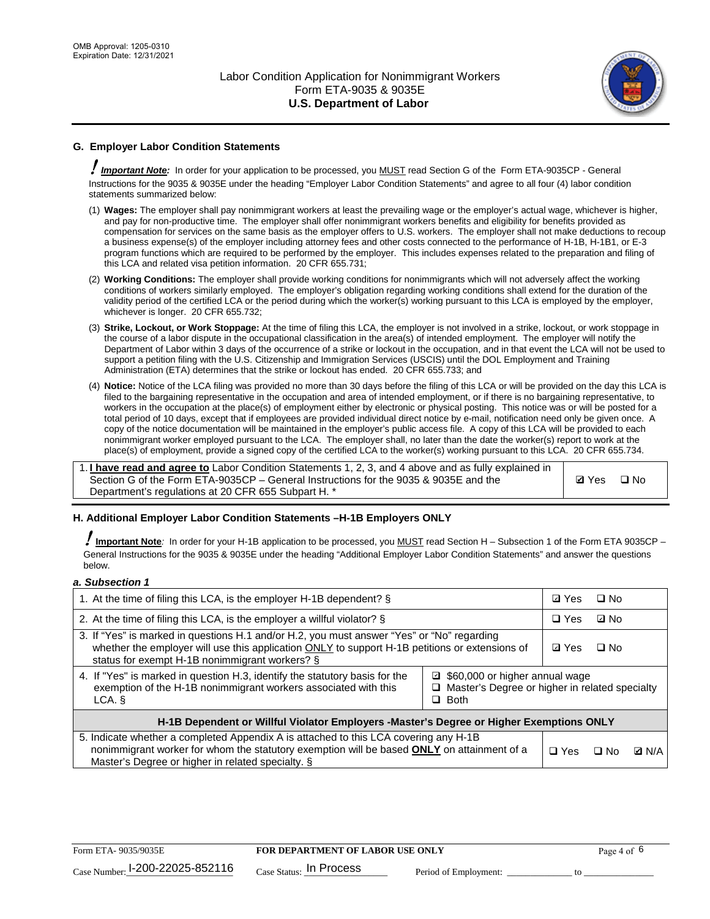## G. Employer Labor Condition Statements

! **Important Note:** In order for your application to be processed, you MUST read Section G of the Form ETA-9035CP - General Instructions for the 9035 & 9035E under the heading "Employer Labor Condition Statements" and agree to all four (4) labor condition statements summarized below:

(1) **Wages:** The employer shall pay nonimmigrant workers at least the prevailing wage or the employer's actual wage, whichever is higher, and pay for non-productive time. The employer shall offer nonimmigrant workers benefits and eligibility for benefits provided as compensation for services on the same basis as the employer offers to U.S. workers. The employer shall not make deductions to recoup a business expense(s) of the employer including attorney fees and other costs connected to the performance of H-1B, H-1B1, or E-3 program functions which are required to be performed by the employer. This includes expenses related to the preparation and filing of this LCA and related visa petition information. 20 CFR 655.731;

(2) **Working Conditions:** The employer shall provide working conditions for nonimmigrants which will not adversely affect the working conditions of workers similarly employed. The employer's obligation regarding working conditions shall extend for the duration of the validity period of the certified LCA or the period during which the worker(s) working pursuant to this LCA is employed by the employer, whichever is longer. 20 CFR 655.732;

(3) **Strike, Lockout, or Work Stoppage:** At the time of filing this LCA, the employer is not involved in a strike, lockout, or work stoppage in the course of a labor dispute in the occupational classification in the area(s) of intended employment. The employer will notify the Department of Labor within 3 days of the occurrence of a strike or lockout in the occupation, and in that event the LCA will not be used to support a petition filing with the U.S. Citizenship and Immigration Services (USCIS) until the DOL Employment and Training Administration (ETA) determines that the strike or lockout has ended. 20 CFR 655.733; and

(4) **Notice:** Notice of the LCA filing was provided no more than 30 days before the filing of this LCA or will be provided on the day this LCA is filed to the bargaining representative in the occupation and area of intended employment, or if there is no bargaining representative, to workers in the occupation at the place(s) of employment either by electronic or physical posting. This notice was or will be posted for a total period of 10 days, except that if employees are provided individual direct notice by e-mail, notification need only be given once. A copy of the notice documentation will be maintained in the employer's public access file. A copy of this LCA will be provided to each nonimmigrant worker employed pursuant to the LCA. The employer shall, no later than the date the worker(s) report to work at the place(s) of employment, provide a signed copy of the certified LCA to the worker(s) working pursuant to this LCA. 20 CFR 655.734.

| | |
|---|---|
| 1. **I have read and agree to** Labor Condition Statements 1, 2, 3, and 4 above and as fully explained in Section G of the Form ETA-9035CP – General Instructions for the 9035 & 9035E and the Department's regulations at 20 CFR 655 Subpart H. * | ☑ Yes ☐ No |

## H. Additional Employer Labor Condition Statements –H-1B Employers ONLY

! **Important Note**: In order for your H-1B application to be processed, you MUST read Section H – Subsection 1 of the Form ETA 9035CP – General Instructions for the 9035 & 9035E under the heading "Additional Employer Labor Condition Statements" and answer the questions below.

*a. Subsection 1*

| | |
|---|---|
| 1. At the time of filing this LCA, is the employer H-1B dependent? § | ☑ Yes ☐ No |
| 2. At the time of filing this LCA, is the employer a willful violator? § | ☐ Yes ☑ No |
| 3. If "Yes" is marked in questions H.1 and/or H.2, you must answer "Yes" or "No" regarding whether the employer will use this application ONLY to support H-1B petitions or extensions of status for exempt H-1B nonimmigrant workers? § | ☑ Yes ☐ No |
| 4. If "Yes" is marked in question H.3, identify the statutory basis for the exemption of the H-1B nonimmigrant workers associated with this LCA. § | ☑ $60,000 or higher annual wage<br>☐ Master's Degree or higher in related specialty<br>☐ Both |
| **H-1B Dependent or Willful Violator Employers -Master's Degree or Higher Exemptions ONLY** | |
| 5. Indicate whether a completed Appendix A is attached to this LCA covering any H-1B nonimmigrant worker for whom the statutory exemption will be based **ONLY** on attainment of a Master's Degree or higher in related specialty. § | ☐ Yes ☐ No ☑ N/A |

Form ETA- 9035/9035E | **FOR DEPARTMENT OF LABOR USE ONLY**

Case Number: I-200-22025-852116 Case Status: In Process Period of Employment: _____________ to _____________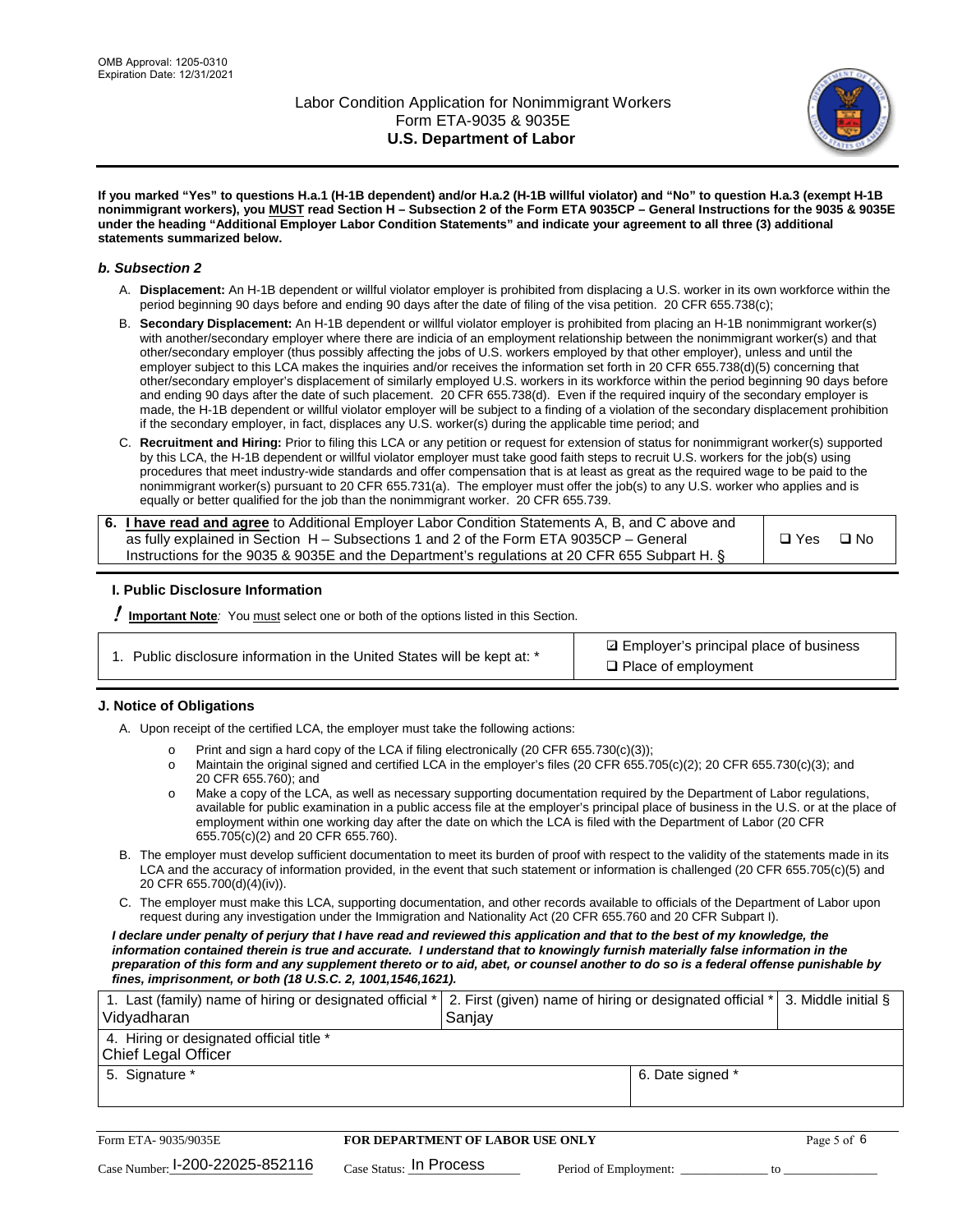**If you marked "Yes" to questions H.a.1 (H-1B dependent) and/or H.a.2 (H-1B willful violator) and "No" to question H.a.3 (exempt H-1B nonimmigrant workers), you MUST read Section H – Subsection 2 of the Form ETA 9035CP – General Instructions for the 9035 & 9035E under the heading "Additional Employer Labor Condition Statements" and indicate your agreement to all three (3) additional statements summarized below.**

### *b. Subsection 2*

A. **Displacement:** An H-1B dependent or willful violator employer is prohibited from displacing a U.S. worker in its own workforce within the period beginning 90 days before and ending 90 days after the date of filing of the visa petition. 20 CFR 655.738(c);

B. **Secondary Displacement:** An H-1B dependent or willful violator employer is prohibited from placing an H-1B nonimmigrant worker(s) with another/secondary employer where there are indicia of an employment relationship between the nonimmigrant worker(s) and that other/secondary employer (thus possibly affecting the jobs of U.S. workers employed by that other employer), unless and until the employer subject to this LCA makes the inquiries and/or receives the information set forth in 20 CFR 655.738(d)(5) concerning that other/secondary employer's displacement of similarly employed U.S. workers in its workforce within the period beginning 90 days before and ending 90 days after the date of such placement. 20 CFR 655.738(d). Even if the required inquiry of the secondary employer is made, the H-1B dependent or willful violator employer will be subject to a finding of a violation of the secondary displacement prohibition if the secondary employer, in fact, displaces any U.S. worker(s) during the applicable time period; and

C. **Recruitment and Hiring:** Prior to filing this LCA or any petition or request for extension of status for nonimmigrant worker(s) supported by this LCA, the H-1B dependent or willful violator employer must take good faith steps to recruit U.S. workers for the job(s) using procedures that meet industry-wide standards and offer compensation that is at least as great as the required wage to be paid to the nonimmigrant worker(s) pursuant to 20 CFR 655.731(a). The employer must offer the job(s) to any U.S. worker who applies and is equally or better qualified for the job than the nonimmigrant worker. 20 CFR 655.739.

| 6. **I have read and agree** to Additional Employer Labor Condition Statements A, B, and C above and as fully explained in Section H – Subsections 1 and 2 of the Form ETA 9035CP – General Instructions for the 9035 & 9035E and the Department's regulations at 20 CFR 655 Subpart H. § | ☐ Yes ☐ No |
|---|---|

## I. Public Disclosure Information

**! Important Note**: You must select one or both of the options listed in this Section.

| 1. Public disclosure information in the United States will be kept at: * | ☑ Employer's principal place of business<br>☐ Place of employment |
|---|---|

## J. Notice of Obligations

A. Upon receipt of the certified LCA, the employer must take the following actions:

- o Print and sign a hard copy of the LCA if filing electronically (20 CFR 655.730(c)(3));
- o Maintain the original signed and certified LCA in the employer's files (20 CFR 655.705(c)(2); 20 CFR 655.730(c)(3); and 20 CFR 655.760); and
- o Make a copy of the LCA, as well as necessary supporting documentation required by the Department of Labor regulations, available for public examination in a public access file at the employer's principal place of business in the U.S. or at the place of employment within one working day after the date on which the LCA is filed with the Department of Labor (20 CFR 655.705(c)(2) and 20 CFR 655.760).

B. The employer must develop sufficient documentation to meet its burden of proof with respect to the validity of the statements made in its LCA and the accuracy of information provided, in the event that such statement or information is challenged (20 CFR 655.705(c)(5) and 20 CFR 655.700(d)(4)(iv)).

C. The employer must make this LCA, supporting documentation, and other records available to officials of the Department of Labor upon request during any investigation under the Immigration and Nationality Act (20 CFR 655.760 and 20 CFR Subpart I).

***I declare under penalty of perjury that I have read and reviewed this application and that to the best of my knowledge, the information contained therein is true and accurate. I understand that to knowingly furnish materially false information in the preparation of this form and any supplement thereto or to aid, abet, or counsel another to do so is a federal offense punishable by fines, imprisonment, or both (18 U.S.C. 2, 1001,1546,1621).***

| 1. Last (family) name of hiring or designated official * Vidyadharan | 2. First (given) name of hiring or designated official * Sanjay | 3. Middle initial § |
|---|---|---|
| 4. Hiring or designated official title * Chief Legal Officer | | |
| 5. Signature * | 6. Date signed * | |

| Form ETA- 9035/9035E | FOR DEPARTMENT OF LABOR USE ONLY | |
|---|---|---|
| Case Number: I-200-22025-852116 | Case Status: In Process | Period of Employment: _____________ to _____________ |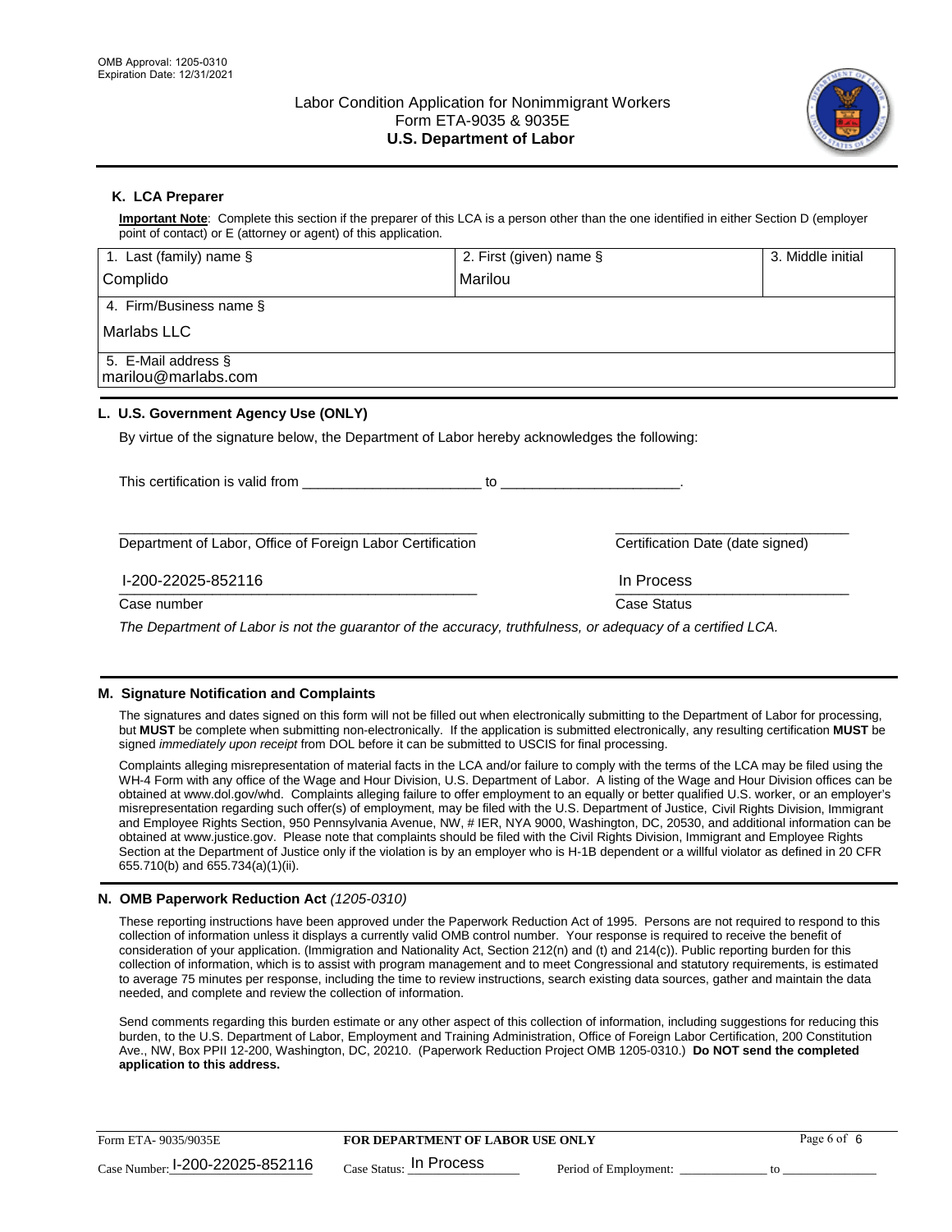## K. LCA Preparer

**Important Note**: Complete this section if the preparer of this LCA is a person other than the one identified in either Section D (employer point of contact) or E (attorney or agent) of this application.

| 1. Last (family) name § | 2. First (given) name § | 3. Middle initial |
|---|---|---|
| Complido | Marilou | |
| 4. Firm/Business name § | | |
| Marlabs LLC | | |
| 5. E-Mail address § | | |
| marilou@marlabs.com | | |

## L. U.S. Government Agency Use (ONLY)

By virtue of the signature below, the Department of Labor hereby acknowledges the following:

This certification is valid from _______________________ to _______________________.

_______________________________________________ Department of Labor, Office of Foreign Labor Certification

_______________________________ Certification Date (date signed)

I-200-22025-852116
Case number

In Process
Case Status

*The Department of Labor is not the guarantor of the accuracy, truthfulness, or adequacy of a certified LCA.*

## M. Signature Notification and Complaints

The signatures and dates signed on this form will not be filled out when electronically submitting to the Department of Labor for processing, but **MUST** be complete when submitting non-electronically. If the application is submitted electronically, any resulting certification **MUST** be signed *immediately upon receipt* from DOL before it can be submitted to USCIS for final processing.

Complaints alleging misrepresentation of material facts in the LCA and/or failure to comply with the terms of the LCA may be filed using the WH-4 Form with any office of the Wage and Hour Division, U.S. Department of Labor. A listing of the Wage and Hour Division offices can be obtained at www.dol.gov/whd. Complaints alleging failure to offer employment to an equally or better qualified U.S. worker, or an employer's misrepresentation regarding such offer(s) of employment, may be filed with the U.S. Department of Justice, Civil Rights Division, Immigrant and Employee Rights Section, 950 Pennsylvania Avenue, NW, # IER, NYA 9000, Washington, DC, 20530, and additional information can be obtained at www.justice.gov. Please note that complaints should be filed with the Civil Rights Division, Immigrant and Employee Rights Section at the Department of Justice only if the violation is by an employer who is H-1B dependent or a willful violator as defined in 20 CFR 655.710(b) and 655.734(a)(1)(ii).

## N. OMB Paperwork Reduction Act *(1205-0310)*

These reporting instructions have been approved under the Paperwork Reduction Act of 1995. Persons are not required to respond to this collection of information unless it displays a currently valid OMB control number. Your response is required to receive the benefit of consideration of your application. (Immigration and Nationality Act, Section 212(n) and (t) and 214(c)). Public reporting burden for this collection of information, which is to assist with program management and to meet Congressional and statutory requirements, is estimated to average 75 minutes per response, including the time to review instructions, search existing data sources, gather and maintain the data needed, and complete and review the collection of information.

Send comments regarding this burden estimate or any other aspect of this collection of information, including suggestions for reducing this burden, to the U.S. Department of Labor, Employment and Training Administration, Office of Foreign Labor Certification, 200 Constitution Ave., NW, Box PPII 12-200, Washington, DC, 20210. (Paperwork Reduction Project OMB 1205-0310.) **Do NOT send the completed application to this address.**